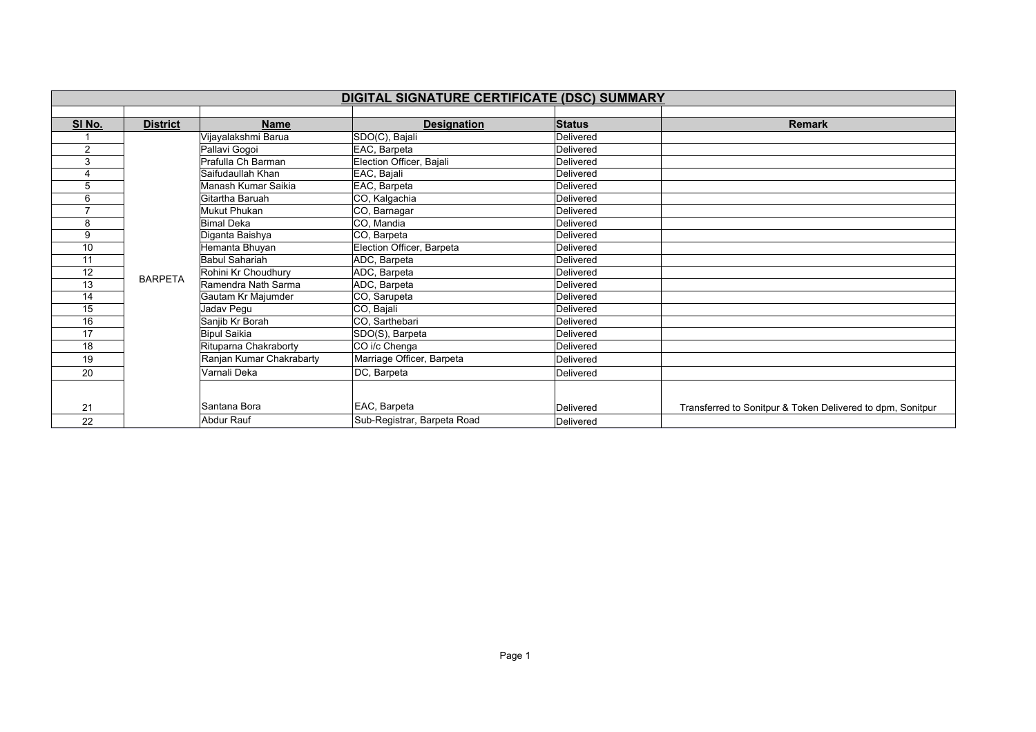# DIGITAL SIGNATURE CERTIFICATE (DSC) SUMMARY

| Sl No. | District | Name | Designation | Status | Remark |
|---|---|---|---|---|---|
| 1 | BARPETA | Vijayalakshmi Barua | SDO(C), Bajali | Delivered | |
| 2 | | Pallavi Gogoi | EAC, Barpeta | Delivered | |
| 3 | | Prafulla Ch Barman | Election Officer, Bajali | Delivered | |
| 4 | | Saifudaullah Khan | EAC, Bajali | Delivered | |
| 5 | | Manash Kumar Saikia | EAC, Barpeta | Delivered | |
| 6 | | Gitartha Baruah | CO, Kalgachia | Delivered | |
| 7 | | Mukut Phukan | CO, Barnagar | Delivered | |
| 8 | | Bimal Deka | CO, Mandia | Delivered | |
| 9 | | Diganta Baishya | CO, Barpeta | Delivered | |
| 10 | | Hemanta Bhuyan | Election Officer, Barpeta | Delivered | |
| 11 | | Babul Sahariah | ADC, Barpeta | Delivered | |
| 12 | | Rohini Kr Choudhury | ADC, Barpeta | Delivered | |
| 13 | | Ramendra Nath Sarma | ADC, Barpeta | Delivered | |
| 14 | | Gautam Kr Majumder | CO, Sarupeta | Delivered | |
| 15 | | Jadav Pegu | CO, Bajali | Delivered | |
| 16 | | Sanjib Kr Borah | CO, Sarthebari | Delivered | |
| 17 | | Bipul Saikia | SDO(S), Barpeta | Delivered | |
| 18 | | Rituparna Chakraborty | CO i/c Chenga | Delivered | |
| 19 | | Ranjan Kumar Chakrabarty | Marriage Officer, Barpeta | Delivered | |
| 20 | | Varnali Deka | DC, Barpeta | Delivered | |
| 21 | | Santana Bora | EAC, Barpeta | Delivered | Transferred to Sonitpur & Token Delivered to dpm, Sonitpur |
| 22 | | Abdur Rauf | Sub-Registrar, Barpeta Road | Delivered | |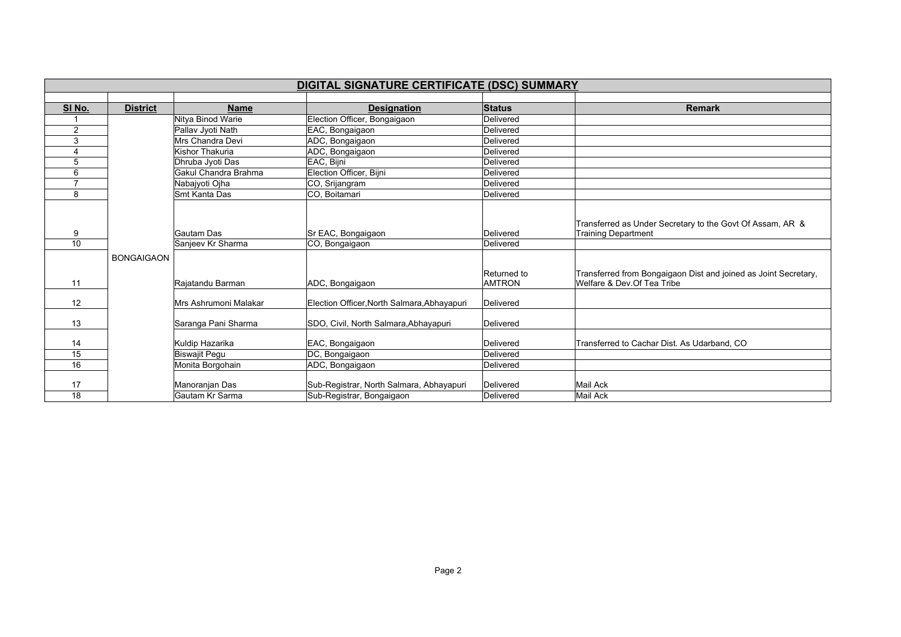# DIGITAL SIGNATURE CERTIFICATE (DSC) SUMMARY

| Sl No. | District | Name | Designation | Status | Remark |
|---|---|---|---|---|---|
| 1 | BONGAIGAON | Nitya Binod Warie | Election Officer, Bongaigaon | Delivered | |
| 2 | | Pallav Jyoti Nath | EAC, Bongaigaon | Delivered | |
| 3 | | Mrs Chandra Devi | ADC, Bongaigaon | Delivered | |
| 4 | | Kishor Thakuria | ADC, Bongaigaon | Delivered | |
| 5 | | Dhruba Jyoti Das | EAC, Bijni | Delivered | |
| 6 | | Gakul Chandra Brahma | Election Officer, Bijni | Delivered | |
| 7 | | Nabajyoti Ojha | CO, Srijangram | Delivered | |
| 8 | | Smt Kanta Das | CO, Boitamari | Delivered | |
| 9 | | Gautam Das | Sr EAC, Bongaigaon | Delivered | Transferred as Under Secretary to the Govt Of Assam, AR & Training Department |
| 10 | | Sanjeev Kr Sharma | CO, Bongaigaon | Delivered | |
| 11 | | Rajatandu Barman | ADC, Bongaigaon | Returned to AMTRON | Transferred from Bongaigaon Dist and joined as Joint Secretary, Welfare & Dev.Of Tea Tribe |
| 12 | | Mrs Ashrumoni Malakar | Election Officer,North Salmara,Abhayapuri | Delivered | |
| 13 | | Saranga Pani Sharma | SDO, Civil, North Salmara,Abhayapuri | Delivered | |
| 14 | | Kuldip Hazarika | EAC, Bongaigaon | Delivered | Transferred to Cachar Dist. As Udarband, CO |
| 15 | | Biswajit Pegu | DC, Bongaigaon | Delivered | |
| 16 | | Monita Borgohain | ADC, Bongaigaon | Delivered | |
| 17 | | Manoranjan Das | Sub-Registrar, North Salmara, Abhayapuri | Delivered | Mail Ack |
| 18 | | Gautam Kr Sarma | Sub-Registrar, Bongaigaon | Delivered | Mail Ack |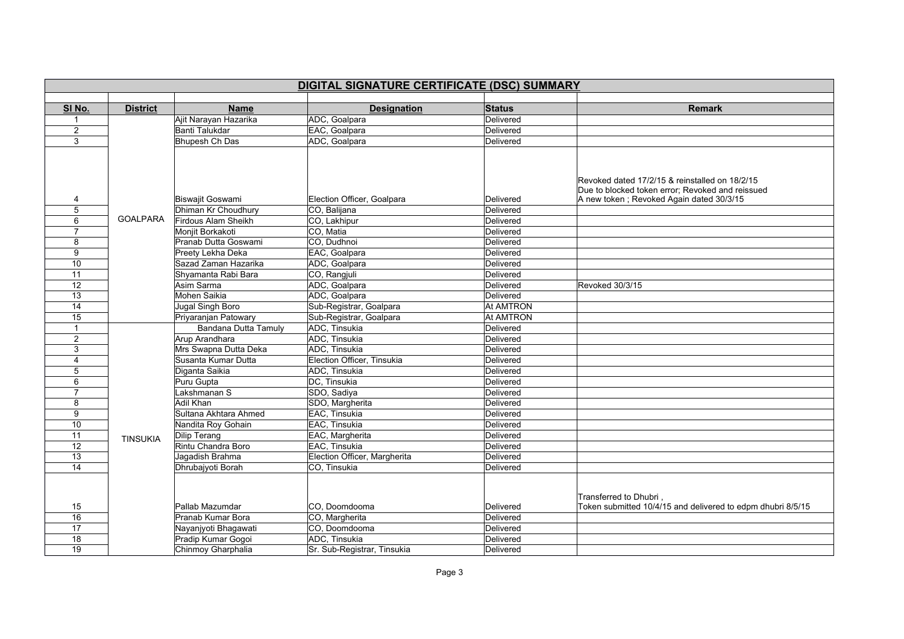| DIGITAL SIGNATURE CERTIFICATE (DSC) SUMMARY | | | | | |
|---|---|---|---|---|---|
| | | | | | |
| **Sl No.** | **District** | **Name** | **Designation** | **Status** | **Remark** |
| 1 | GOALPARA | Ajit Narayan Hazarika | ADC, Goalpara | Delivered | |
| 2 | | Banti Talukdar | EAC, Goalpara | Delivered | |
| 3 | | Bhupesh Ch Das | ADC, Goalpara | Delivered | |
| 4 | | Biswajit Goswami | Election Officer, Goalpara | Delivered | Revoked dated 17/2/15 & reinstalled on 18/2/15 Due to blocked token error; Revoked and reissued A new token ; Revoked Again dated 30/3/15 |
| 5 | | Dhiman Kr Choudhury | CO, Balijana | Delivered | |
| 6 | | Firdous Alam Sheikh | CO, Lakhipur | Delivered | |
| 7 | | Monjit Borkakoti | CO, Matia | Delivered | |
| 8 | | Pranab Dutta Goswami | CO, Dudhnoi | Delivered | |
| 9 | | Preety Lekha Deka | EAC, Goalpara | Delivered | |
| 10 | | Sazad Zaman Hazarika | ADC, Goalpara | Delivered | |
| 11 | | Shyamanta Rabi Bara | CO, Rangjuli | Delivered | |
| 12 | | Asim Sarma | ADC, Goalpara | Delivered | Revoked 30/3/15 |
| 13 | | Mohen Saikia | ADC, Goalpara | Delivered | |
| 14 | | Jugal Singh Boro | Sub-Registrar, Goalpara | At AMTRON | |
| 15 | | Priyaranjan Patowary | Sub-Registrar, Goalpara | At AMTRON | |
| 1 | TINSUKIA | Bandana Dutta Tamuly | ADC, Tinsukia | Delivered | |
| 2 | | Arup Arandhara | ADC, Tinsukia | Delivered | |
| 3 | | Mrs Swapna Dutta Deka | ADC, Tinsukia | Delivered | |
| 4 | | Susanta Kumar Dutta | Election Officer, Tinsukia | Delivered | |
| 5 | | Diganta Saikia | ADC, Tinsukia | Delivered | |
| 6 | | Puru Gupta | DC, Tinsukia | Delivered | |
| 7 | | Lakshmanan S | SDO, Sadiya | Delivered | |
| 8 | | Adil Khan | SDO, Margherita | Delivered | |
| 9 | | Sultana Akhtara Ahmed | EAC, Tinsukia | Delivered | |
| 10 | | Nandita Roy Gohain | EAC, Tinsukia | Delivered | |
| 11 | | Dilip Terang | EAC, Margherita | Delivered | |
| 12 | | Rintu Chandra Boro | EAC, Tinsukia | Delivered | |
| 13 | | Jagadish Brahma | Election Officer, Margherita | Delivered | |
| 14 | | Dhrubajyoti Borah | CO, Tinsukia | Delivered | |
| 15 | | Pallab Mazumdar | CO, Doomdooma | Delivered | Transferred to Dhubri , Token submitted 10/4/15 and delivered to edpm dhubri 8/5/15 |
| 16 | | Pranab Kumar Bora | CO, Margherita | Delivered | |
| 17 | | Nayanjyoti Bhagawati | CO, Doomdooma | Delivered | |
| 18 | | Pradip Kumar Gogoi | ADC, Tinsukia | Delivered | |
| 19 | | Chinmoy Gharphalia | Sr. Sub-Registrar, Tinsukia | Delivered | |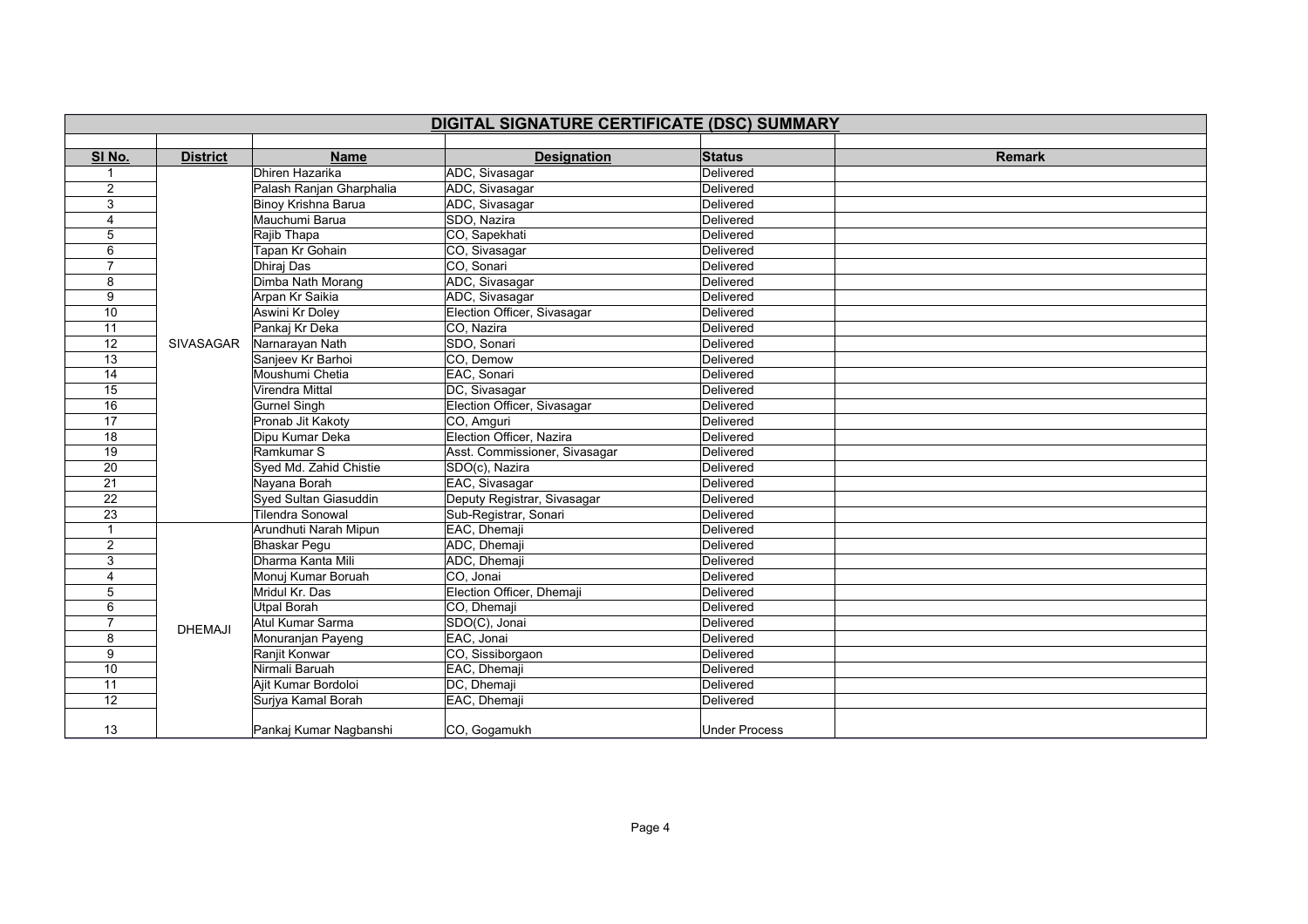## DIGITAL SIGNATURE CERTIFICATE (DSC) SUMMARY

| Sl No. | District | Name | Designation | Status | Remark |
|---|---|---|---|---|---|
| 1 | SIVASAGAR | Dhiren Hazarika | ADC, Sivasagar | Delivered | |
| 2 | | Palash Ranjan Gharphalia | ADC, Sivasagar | Delivered | |
| 3 | | Binoy Krishna Barua | ADC, Sivasagar | Delivered | |
| 4 | | Mauchumi Barua | SDO, Nazira | Delivered | |
| 5 | | Rajib Thapa | CO, Sapekhati | Delivered | |
| 6 | | Tapan Kr Gohain | CO, Sivasagar | Delivered | |
| 7 | | Dhiraj Das | CO, Sonari | Delivered | |
| 8 | | Dimba Nath Morang | ADC, Sivasagar | Delivered | |
| 9 | | Arpan Kr Saikia | ADC, Sivasagar | Delivered | |
| 10 | | Aswini Kr Doley | Election Officer, Sivasagar | Delivered | |
| 11 | | Pankaj Kr Deka | CO, Nazira | Delivered | |
| 12 | | Narnarayan Nath | SDO, Sonari | Delivered | |
| 13 | | Sanjeev Kr Barhoi | CO, Demow | Delivered | |
| 14 | | Moushumi Chetia | EAC, Sonari | Delivered | |
| 15 | | Virendra Mittal | DC, Sivasagar | Delivered | |
| 16 | | Gurnel Singh | Election Officer, Sivasagar | Delivered | |
| 17 | | Pronab Jit Kakoty | CO, Amguri | Delivered | |
| 18 | | Dipu Kumar Deka | Election Officer, Nazira | Delivered | |
| 19 | | Ramkumar S | Asst. Commissioner, Sivasagar | Delivered | |
| 20 | | Syed Md. Zahid Chistie | SDO(c), Nazira | Delivered | |
| 21 | | Nayana Borah | EAC, Sivasagar | Delivered | |
| 22 | | Syed Sultan Giasuddin | Deputy Registrar, Sivasagar | Delivered | |
| 23 | | Tilendra Sonowal | Sub-Registrar, Sonari | Delivered | |
| 1 | DHEMAJI | Arundhuti Narah Mipun | EAC, Dhemaji | Delivered | |
| 2 | | Bhaskar Pegu | ADC, Dhemaji | Delivered | |
| 3 | | Dharma Kanta Mili | ADC, Dhemaji | Delivered | |
| 4 | | Monuj Kumar Boruah | CO, Jonai | Delivered | |
| 5 | | Mridul Kr. Das | Election Officer, Dhemaji | Delivered | |
| 6 | | Utpal Borah | CO, Dhemaji | Delivered | |
| 7 | | Atul Kumar Sarma | SDO(C), Jonai | Delivered | |
| 8 | | Monuranjan Payeng | EAC, Jonai | Delivered | |
| 9 | | Ranjit Konwar | CO, Sissiborgaon | Delivered | |
| 10 | | Nirmali Baruah | EAC, Dhemaji | Delivered | |
| 11 | | Ajit Kumar Bordoloi | DC, Dhemaji | Delivered | |
| 12 | | Surjya Kamal Borah | EAC, Dhemaji | Delivered | |
| 13 | | Pankaj Kumar Nagbanshi | CO, Gogamukh | Under Process | |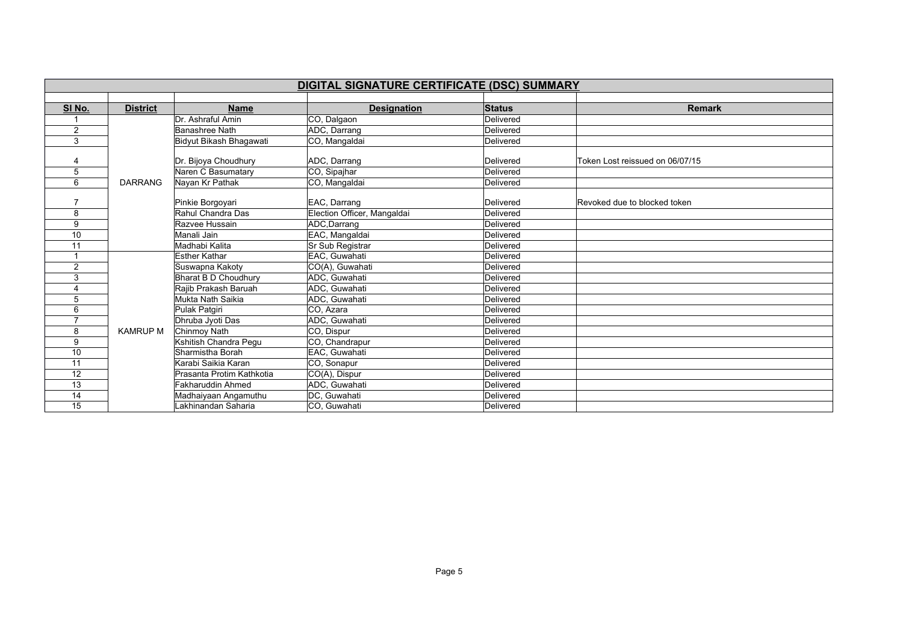# DIGITAL SIGNATURE CERTIFICATE (DSC) SUMMARY

| Sl No. | District | Name | Designation | Status | Remark |
|---|---|---|---|---|---|
| 1 | DARRANG | Dr. Ashraful Amin | CO, Dalgaon | Delivered | |
| 2 | | Banashree Nath | ADC, Darrang | Delivered | |
| 3 | | Bidyut Bikash Bhagawati | CO, Mangaldai | Delivered | |
| 4 | | Dr. Bijoya Choudhury | ADC, Darrang | Delivered | Token Lost reissued on 06/07/15 |
| 5 | | Naren C Basumatary | CO, Sipajhar | Delivered | |
| 6 | | Nayan Kr Pathak | CO, Mangaldai | Delivered | |
| 7 | | Pinkie Borgoyari | EAC, Darrang | Delivered | Revoked due to blocked token |
| 8 | | Rahul Chandra Das | Election Officer, Mangaldai | Delivered | |
| 9 | | Razvee Hussain | ADC,Darrang | Delivered | |
| 10 | | Manali Jain | EAC, Mangaldai | Delivered | |
| 11 | | Madhabi Kalita | Sr Sub Registrar | Delivered | |
| 1 | KAMRUP M | Esther Kathar | EAC, Guwahati | Delivered | |
| 2 | | Suswapna Kakoty | CO(A), Guwahati | Delivered | |
| 3 | | Bharat B D Choudhury | ADC, Guwahati | Delivered | |
| 4 | | Rajib Prakash Baruah | ADC, Guwahati | Delivered | |
| 5 | | Mukta Nath Saikia | ADC, Guwahati | Delivered | |
| 6 | | Pulak Patgiri | CO, Azara | Delivered | |
| 7 | | Dhruba Jyoti Das | ADC, Guwahati | Delivered | |
| 8 | | Chinmoy Nath | CO, Dispur | Delivered | |
| 9 | | Kshitish Chandra Pegu | CO, Chandrapur | Delivered | |
| 10 | | Sharmistha Borah | EAC, Guwahati | Delivered | |
| 11 | | Karabi Saikia Karan | CO, Sonapur | Delivered | |
| 12 | | Prasanta Protim Kathkotia | CO(A), Dispur | Delivered | |
| 13 | | Fakharuddin Ahmed | ADC, Guwahati | Delivered | |
| 14 | | Madhaiyaan Angamuthu | DC, Guwahati | Delivered | |
| 15 | | Lakhinandan Saharia | CO, Guwahati | Delivered | |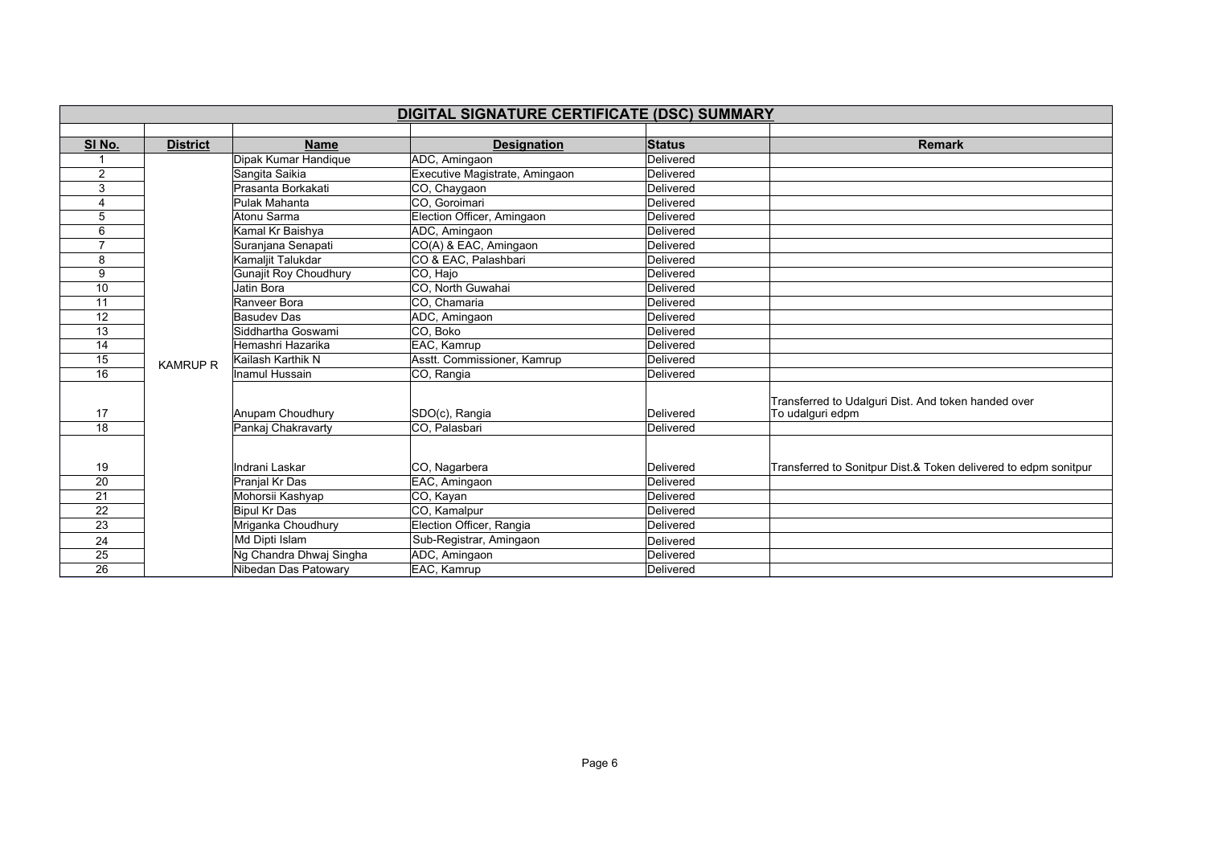## DIGITAL SIGNATURE CERTIFICATE (DSC) SUMMARY

| Sl No. | District | Name | Designation | Status | Remark |
|---|---|---|---|---|---|
| 1 | KAMRUP R | Dipak Kumar Handique | ADC, Amingaon | Delivered | |
| 2 | | Sangita Saikia | Executive Magistrate, Amingaon | Delivered | |
| 3 | | Prasanta Borkakati | CO, Chaygaon | Delivered | |
| 4 | | Pulak Mahanta | CO, Goroimari | Delivered | |
| 5 | | Atonu Sarma | Election Officer, Amingaon | Delivered | |
| 6 | | Kamal Kr Baishya | ADC, Amingaon | Delivered | |
| 7 | | Suranjana Senapati | CO(A) & EAC, Amingaon | Delivered | |
| 8 | | Kamaljit Talukdar | CO & EAC, Palashbari | Delivered | |
| 9 | | Gunajit Roy Choudhury | CO, Hajo | Delivered | |
| 10 | | Jatin Bora | CO, North Guwahai | Delivered | |
| 11 | | Ranveer Bora | CO, Chamaria | Delivered | |
| 12 | | Basudev Das | ADC, Amingaon | Delivered | |
| 13 | | Siddhartha Goswami | CO, Boko | Delivered | |
| 14 | | Hemashri Hazarika | EAC, Kamrup | Delivered | |
| 15 | | Kailash Karthik N | Asstt. Commissioner, Kamrup | Delivered | |
| 16 | | Inamul Hussain | CO, Rangia | Delivered | |
| 17 | | Anupam Choudhury | SDO(c), Rangia | Delivered | Transferred to Udalguri Dist. And token handed over To udalguri edpm |
| 18 | | Pankaj Chakravarty | CO, Palasbari | Delivered | |
| 19 | | Indrani Laskar | CO, Nagarbera | Delivered | Transferred to Sonitpur Dist.& Token delivered to edpm sonitpur |
| 20 | | Pranjal Kr Das | EAC, Amingaon | Delivered | |
| 21 | | Mohorsii Kashyap | CO, Kayan | Delivered | |
| 22 | | Bipul Kr Das | CO, Kamalpur | Delivered | |
| 23 | | Mriganka Choudhury | Election Officer, Rangia | Delivered | |
| 24 | | Md Dipti Islam | Sub-Registrar, Amingaon | Delivered | |
| 25 | | Ng Chandra Dhwaj Singha | ADC, Amingaon | Delivered | |
| 26 | | Nibedan Das Patowary | EAC, Kamrup | Delivered | |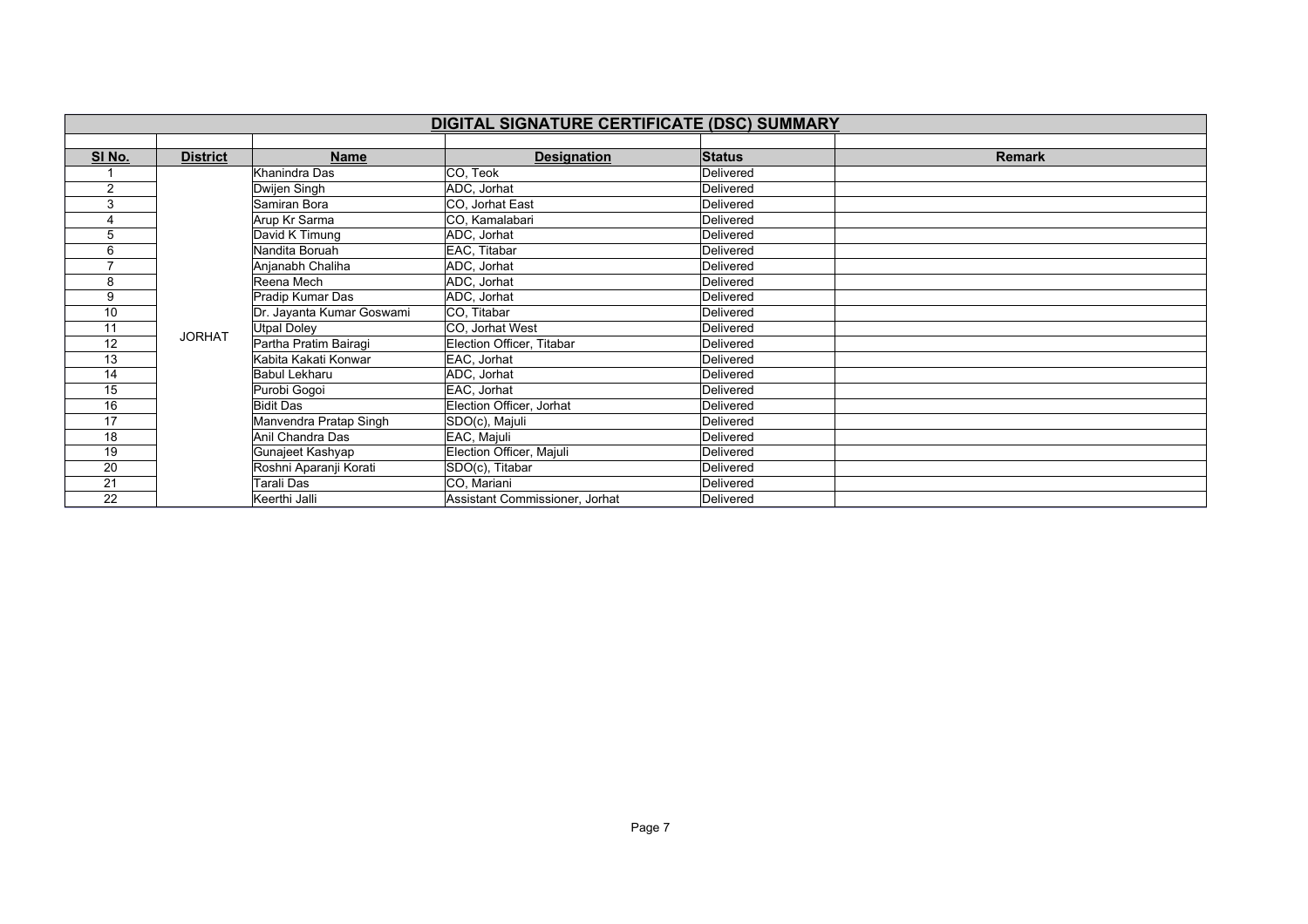## DIGITAL SIGNATURE CERTIFICATE (DSC) SUMMARY

| Sl No. | District | Name | Designation | Status | Remark |
|---|---|---|---|---|---|
| 1 | JORHAT | Khanindra Das | CO, Teok | Delivered | |
| 2 | | Dwijen Singh | ADC, Jorhat | Delivered | |
| 3 | | Samiran Bora | CO, Jorhat East | Delivered | |
| 4 | | Arup Kr Sarma | CO, Kamalabari | Delivered | |
| 5 | | David K Timung | ADC, Jorhat | Delivered | |
| 6 | | Nandita Boruah | EAC, Titabar | Delivered | |
| 7 | | Anjanabh Chaliha | ADC, Jorhat | Delivered | |
| 8 | | Reena Mech | ADC, Jorhat | Delivered | |
| 9 | | Pradip Kumar Das | ADC, Jorhat | Delivered | |
| 10 | | Dr. Jayanta Kumar Goswami | CO, Titabar | Delivered | |
| 11 | | Utpal Doley | CO, Jorhat West | Delivered | |
| 12 | | Partha Pratim Bairagi | Election Officer, Titabar | Delivered | |
| 13 | | Kabita Kakati Konwar | EAC, Jorhat | Delivered | |
| 14 | | Babul Lekharu | ADC, Jorhat | Delivered | |
| 15 | | Purobi Gogoi | EAC, Jorhat | Delivered | |
| 16 | | Bidit Das | Election Officer, Jorhat | Delivered | |
| 17 | | Manvendra Pratap Singh | SDO(c), Majuli | Delivered | |
| 18 | | Anil Chandra Das | EAC, Majuli | Delivered | |
| 19 | | Gunajeet Kashyap | Election Officer, Majuli | Delivered | |
| 20 | | Roshni Aparanji Korati | SDO(c), Titabar | Delivered | |
| 21 | | Tarali Das | CO, Mariani | Delivered | |
| 22 | | Keerthi Jalli | Assistant Commissioner, Jorhat | Delivered | |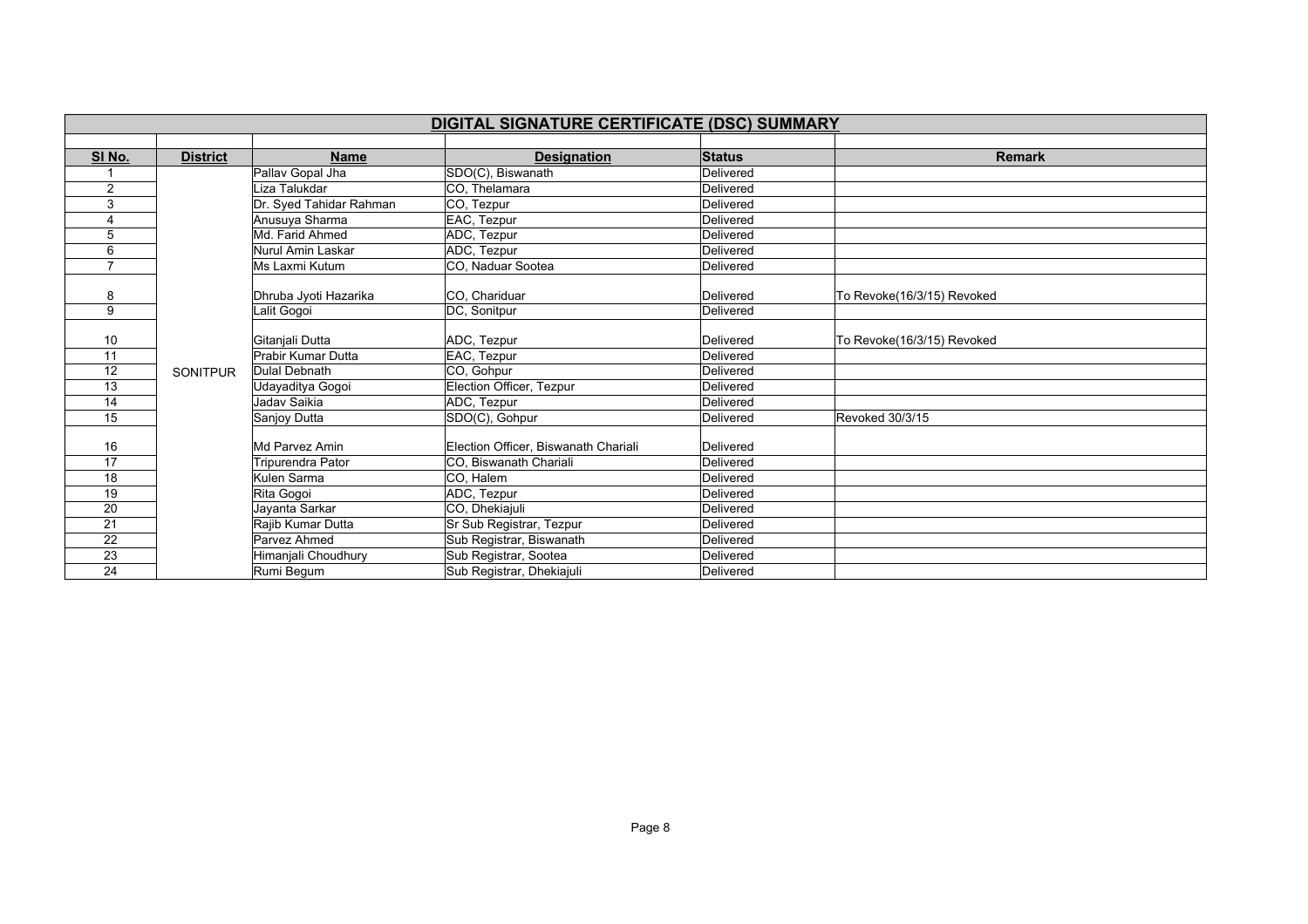## DIGITAL SIGNATURE CERTIFICATE (DSC) SUMMARY

| Sl No. | District | Name | Designation | Status | Remark |
|---|---|---|---|---|---|
| 1 | SONITPUR | Pallav Gopal Jha | SDO(C), Biswanath | Delivered | |
| 2 | | Liza Talukdar | CO, Thelamara | Delivered | |
| 3 | | Dr. Syed Tahidar Rahman | CO, Tezpur | Delivered | |
| 4 | | Anusuya Sharma | EAC, Tezpur | Delivered | |
| 5 | | Md. Farid Ahmed | ADC, Tezpur | Delivered | |
| 6 | | Nurul Amin Laskar | ADC, Tezpur | Delivered | |
| 7 | | Ms Laxmi Kutum | CO, Naduar Sootea | Delivered | |
| 8 | | Dhruba Jyoti Hazarika | CO, Chariduar | Delivered | To Revoke(16/3/15) Revoked |
| 9 | | Lalit Gogoi | DC, Sonitpur | Delivered | |
| 10 | | Gitanjali Dutta | ADC, Tezpur | Delivered | To Revoke(16/3/15) Revoked |
| 11 | | Prabir Kumar Dutta | EAC, Tezpur | Delivered | |
| 12 | | Dulal Debnath | CO, Gohpur | Delivered | |
| 13 | | Udayaditya Gogoi | Election Officer, Tezpur | Delivered | |
| 14 | | Jadav Saikia | ADC, Tezpur | Delivered | |
| 15 | | Sanjoy Dutta | SDO(C), Gohpur | Delivered | Revoked 30/3/15 |
| 16 | | Md Parvez Amin | Election Officer, Biswanath Chariali | Delivered | |
| 17 | | Tripurendra Pator | CO, Biswanath Chariali | Delivered | |
| 18 | | Kulen Sarma | CO, Halem | Delivered | |
| 19 | | Rita Gogoi | ADC, Tezpur | Delivered | |
| 20 | | Jayanta Sarkar | CO, Dhekiajuli | Delivered | |
| 21 | | Rajib Kumar Dutta | Sr Sub Registrar, Tezpur | Delivered | |
| 22 | | Parvez Ahmed | Sub Registrar, Biswanath | Delivered | |
| 23 | | Himanjali Choudhury | Sub Registrar, Sootea | Delivered | |
| 24 | | Rumi Begum | Sub Registrar, Dhekiajuli | Delivered | |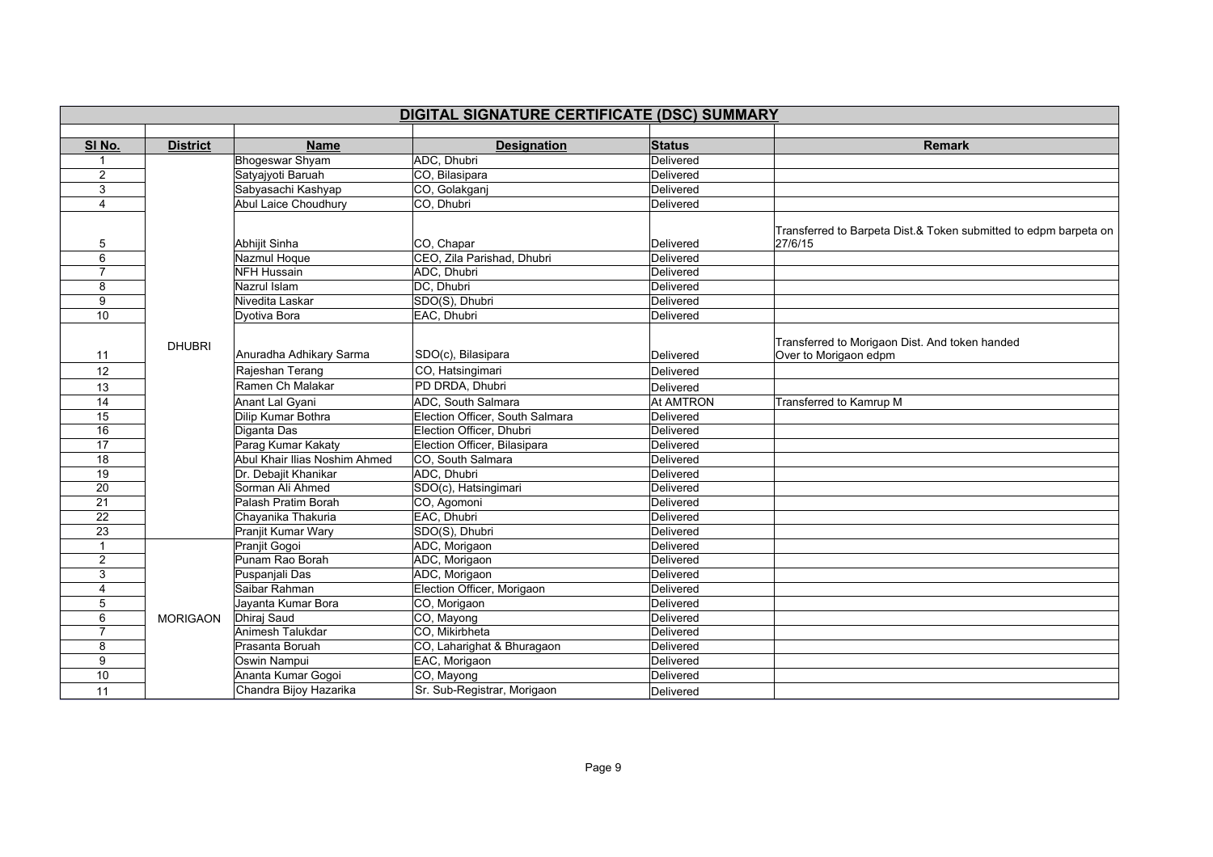## DIGITAL SIGNATURE CERTIFICATE (DSC) SUMMARY

| Sl No. | District | Name | Designation | Status | Remark |
|---|---|---|---|---|---|
| 1 | DHUBRI | Bhogeswar Shyam | ADC, Dhubri | Delivered | |
| 2 | | Satyajyoti Baruah | CO, Bilasipara | Delivered | |
| 3 | | Sabyasachi Kashyap | CO, Golakganj | Delivered | |
| 4 | | Abul Laice Choudhury | CO, Dhubri | Delivered | |
| 5 | | Abhijit Sinha | CO, Chapar | Delivered | Transferred to Barpeta Dist.& Token submitted to edpm barpeta on 27/6/15 |
| 6 | | Nazmul Hoque | CEO, Zila Parishad, Dhubri | Delivered | |
| 7 | | NFH Hussain | ADC, Dhubri | Delivered | |
| 8 | | Nazrul Islam | DC, Dhubri | Delivered | |
| 9 | | Nivedita Laskar | SDO(S), Dhubri | Delivered | |
| 10 | | Dyotiva Bora | EAC, Dhubri | Delivered | |
| 11 | | Anuradha Adhikary Sarma | SDO(c), Bilasipara | Delivered | Transferred to Morigaon Dist. And token handed Over to Morigaon edpm |
| 12 | | Rajeshan Terang | CO, Hatsingimari | Delivered | |
| 13 | | Ramen Ch Malakar | PD DRDA, Dhubri | Delivered | |
| 14 | | Anant Lal Gyani | ADC, South Salmara | At AMTRON | Transferred to Kamrup M |
| 15 | | Dilip Kumar Bothra | Election Officer, South Salmara | Delivered | |
| 16 | | Diganta Das | Election Officer, Dhubri | Delivered | |
| 17 | | Parag Kumar Kakaty | Election Officer, Bilasipara | Delivered | |
| 18 | | Abul Khair Ilias Noshim Ahmed | CO, South Salmara | Delivered | |
| 19 | | Dr. Debajit Khanikar | ADC, Dhubri | Delivered | |
| 20 | | Sorman Ali Ahmed | SDO(c), Hatsingimari | Delivered | |
| 21 | | Palash Pratim Borah | CO, Agomoni | Delivered | |
| 22 | | Chayanika Thakuria | EAC, Dhubri | Delivered | |
| 23 | | Pranjit Kumar Wary | SDO(S), Dhubri | Delivered | |
| 1 | MORIGAON | Pranjit Gogoi | ADC, Morigaon | Delivered | |
| 2 | | Punam Rao Borah | ADC, Morigaon | Delivered | |
| 3 | | Puspanjali Das | ADC, Morigaon | Delivered | |
| 4 | | Saibar Rahman | Election Officer, Morigaon | Delivered | |
| 5 | | Jayanta Kumar Bora | CO, Morigaon | Delivered | |
| 6 | | Dhiraj Saud | CO, Mayong | Delivered | |
| 7 | | Animesh Talukdar | CO, Mikirbheta | Delivered | |
| 8 | | Prasanta Boruah | CO, Laharighat & Bhuragaon | Delivered | |
| 9 | | Oswin Nampui | EAC, Morigaon | Delivered | |
| 10 | | Ananta Kumar Gogoi | CO, Mayong | Delivered | |
| 11 | | Chandra Bijoy Hazarika | Sr. Sub-Registrar, Morigaon | Delivered | |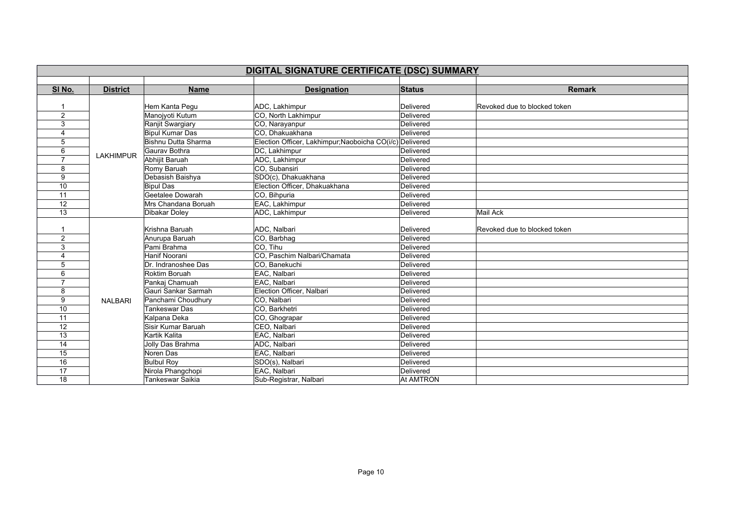# DIGITAL SIGNATURE CERTIFICATE (DSC) SUMMARY

| Sl No. | District | Name | Designation | Status | Remark |
|---|---|---|---|---|---|
| 1 | LAKHIMPUR | Hem Kanta Pegu | ADC, Lakhimpur | Delivered | Revoked due to blocked token |
| 2 | | Manojyoti Kutum | CO, North Lakhimpur | Delivered | |
| 3 | | Ranjit Swargiary | CO, Narayanpur | Delivered | |
| 4 | | Bipul Kumar Das | CO, Dhakuakhana | Delivered | |
| 5 | | Bishnu Dutta Sharma | Election Officer, Lakhimpur;Naoboicha CO(i/c) | Delivered | |
| 6 | | Gaurav Bothra | DC, Lakhimpur | Delivered | |
| 7 | | Abhijit Baruah | ADC, Lakhimpur | Delivered | |
| 8 | | Romy Baruah | CO, Subansiri | Delivered | |
| 9 | | Debasish Baishya | SDO(c), Dhakuakhana | Delivered | |
| 10 | | Bipul Das | Election Officer, Dhakuakhana | Delivered | |
| 11 | | Geetalee Dowarah | CO, Bihpuria | Delivered | |
| 12 | | Mrs Chandana Boruah | EAC, Lakhimpur | Delivered | |
| 13 | | Dibakar Doley | ADC, Lakhimpur | Delivered | Mail Ack |
| 1 | NALBARI | Krishna Baruah | ADC, Nalbari | Delivered | Revoked due to blocked token |
| 2 | | Anurupa Baruah | CO, Barbhag | Delivered | |
| 3 | | Pami Brahma | CO, Tihu | Delivered | |
| 4 | | Hanif Noorani | CO, Paschim Nalbari/Chamata | Delivered | |
| 5 | | Dr. Indranoshee Das | CO, Banekuchi | Delivered | |
| 6 | | Roktim Boruah | EAC, Nalbari | Delivered | |
| 7 | | Pankaj Chamuah | EAC, Nalbari | Delivered | |
| 8 | | Gauri Sankar Sarmah | Election Officer, Nalbari | Delivered | |
| 9 | | Panchami Choudhury | CO, Nalbari | Delivered | |
| 10 | | Tankeswar Das | CO, Barkhetri | Delivered | |
| 11 | | Kalpana Deka | CO, Ghograpar | Delivered | |
| 12 | | Sisir Kumar Baruah | CEO, Nalbari | Delivered | |
| 13 | | Kartik Kalita | EAC, Nalbari | Delivered | |
| 14 | | Jolly Das Brahma | ADC, Nalbari | Delivered | |
| 15 | | Noren Das | EAC, Nalbari | Delivered | |
| 16 | | Bulbul Roy | SDO(s), Nalbari | Delivered | |
| 17 | | Nirola Phangchopi | EAC, Nalbari | Delivered | |
| 18 | | Tankeswar Saikia | Sub-Registrar, Nalbari | At AMTRON | |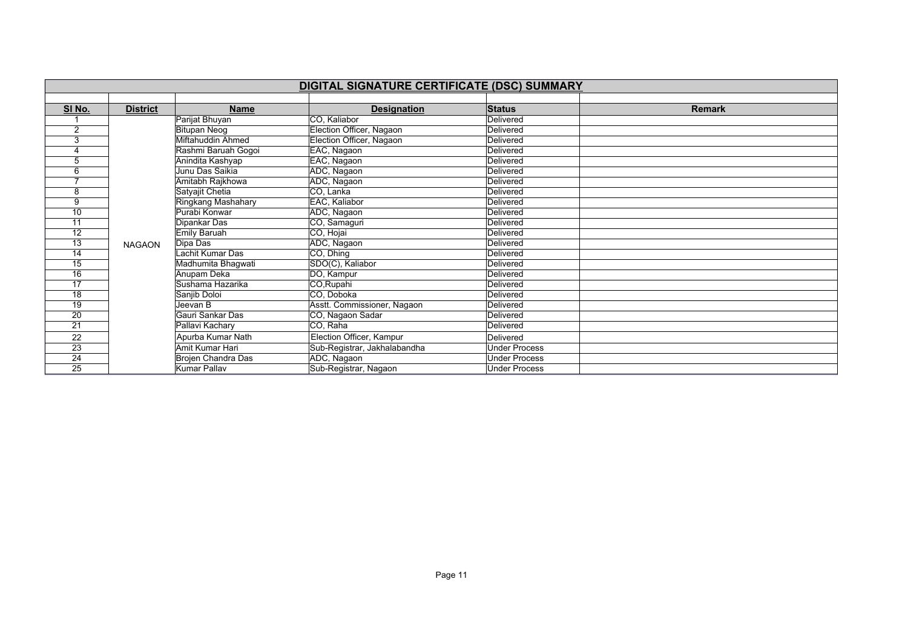## DIGITAL SIGNATURE CERTIFICATE (DSC) SUMMARY

| Sl No. | District | Name | Designation | Status | Remark |
|---|---|---|---|---|---|
| 1 | NAGAON | Parijat Bhuyan | CO, Kaliabor | Delivered | |
| 2 | | Bitupan Neog | Election Officer, Nagaon | Delivered | |
| 3 | | Miftahuddin Ahmed | Election Officer, Nagaon | Delivered | |
| 4 | | Rashmi Baruah Gogoi | EAC, Nagaon | Delivered | |
| 5 | | Anindita Kashyap | EAC, Nagaon | Delivered | |
| 6 | | Junu Das Saikia | ADC, Nagaon | Delivered | |
| 7 | | Amitabh Rajkhowa | ADC, Nagaon | Delivered | |
| 8 | | Satyajit Chetia | CO, Lanka | Delivered | |
| 9 | | Ringkang Mashahary | EAC, Kaliabor | Delivered | |
| 10 | | Purabi Konwar | ADC, Nagaon | Delivered | |
| 11 | | Dipankar Das | CO, Samaguri | Delivered | |
| 12 | | Emily Baruah | CO, Hojai | Delivered | |
| 13 | | Dipa Das | ADC, Nagaon | Delivered | |
| 14 | | Lachit Kumar Das | CO, Dhing | Delivered | |
| 15 | | Madhumita Bhagwati | SDO(C), Kaliabor | Delivered | |
| 16 | | Anupam Deka | DO, Kampur | Delivered | |
| 17 | | Sushama Hazarika | CO,Rupahi | Delivered | |
| 18 | | Sanjib Doloi | CO, Doboka | Delivered | |
| 19 | | Jeevan B | Asstt. Commissioner, Nagaon | Delivered | |
| 20 | | Gauri Sankar Das | CO, Nagaon Sadar | Delivered | |
| 21 | | Pallavi Kachary | CO, Raha | Delivered | |
| 22 | | Apurba Kumar Nath | Election Officer, Kampur | Delivered | |
| 23 | | Amit Kumar Hari | Sub-Registrar, Jakhalabandha | Under Process | |
| 24 | | Brojen Chandra Das | ADC, Nagaon | Under Process | |
| 25 | | Kumar Pallav | Sub-Registrar, Nagaon | Under Process | |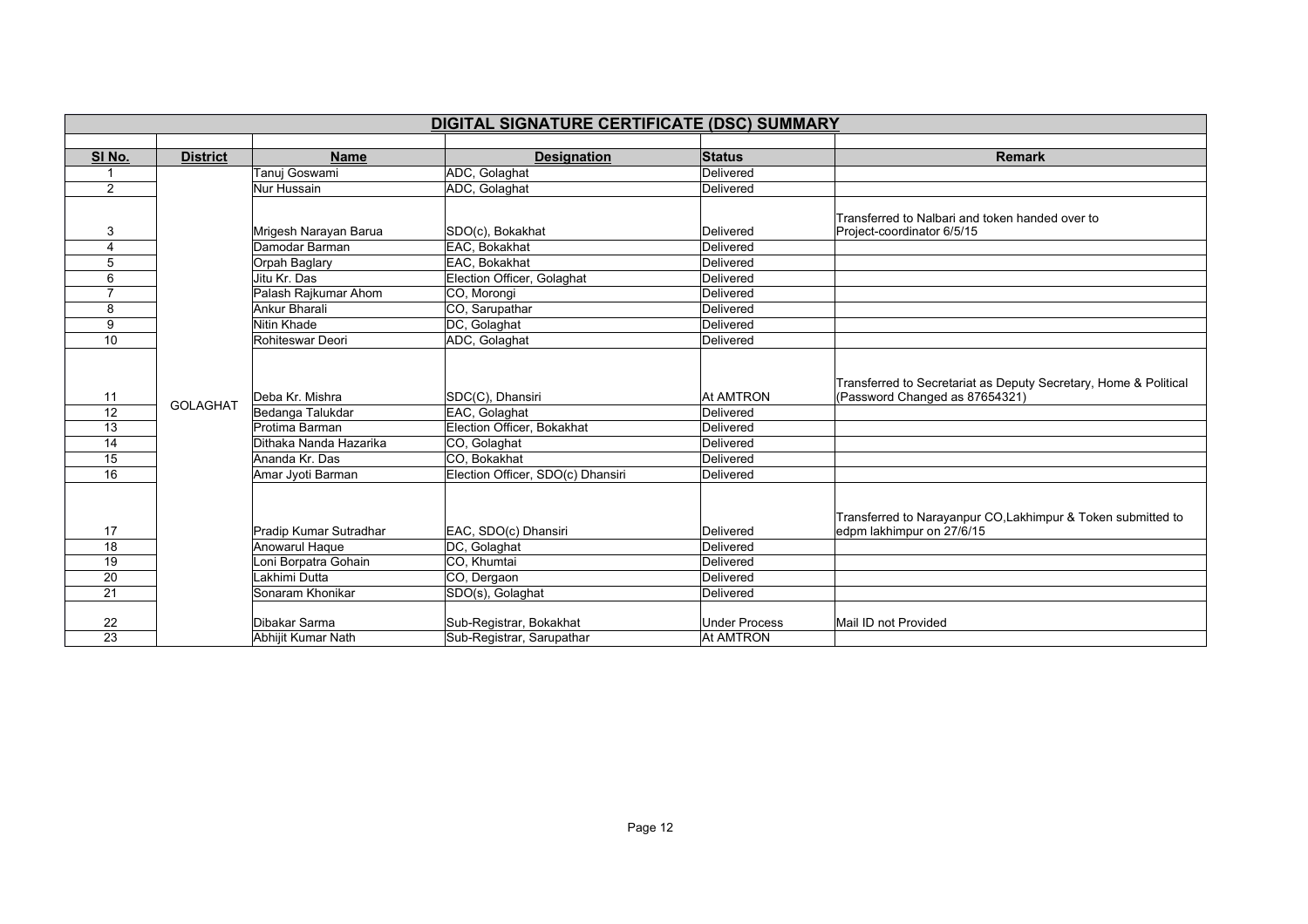## DIGITAL SIGNATURE CERTIFICATE (DSC) SUMMARY

| Sl No. | District | Name | Designation | Status | Remark |
|---|---|---|---|---|---|
| 1 | GOLAGHAT | Tanuj Goswami | ADC, Golaghat | Delivered | |
| 2 | | Nur Hussain | ADC, Golaghat | Delivered | |
| 3 | | Mrigesh Narayan Barua | SDO(c), Bokakhat | Delivered | Transferred to Nalbari and token handed over to Project-coordinator 6/5/15 |
| 4 | | Damodar Barman | EAC, Bokakhat | Delivered | |
| 5 | | Orpah Baglary | EAC, Bokakhat | Delivered | |
| 6 | | Jitu Kr. Das | Election Officer, Golaghat | Delivered | |
| 7 | | Palash Rajkumar Ahom | CO, Morongi | Delivered | |
| 8 | | Ankur Bharali | CO, Sarupathar | Delivered | |
| 9 | | Nitin Khade | DC, Golaghat | Delivered | |
| 10 | | Rohiteswar Deori | ADC, Golaghat | Delivered | |
| 11 | | Deba Kr. Mishra | SDC(C), Dhansiri | At AMTRON | Transferred to Secretariat as Deputy Secretary, Home & Political (Password Changed as 87654321) |
| 12 | | Bedanga Talukdar | EAC, Golaghat | Delivered | |
| 13 | | Protima Barman | Election Officer, Bokakhat | Delivered | |
| 14 | | Dithaka Nanda Hazarika | CO, Golaghat | Delivered | |
| 15 | | Ananda Kr. Das | CO, Bokakhat | Delivered | |
| 16 | | Amar Jyoti Barman | Election Officer, SDO(c) Dhansiri | Delivered | |
| 17 | | Pradip Kumar Sutradhar | EAC, SDO(c) Dhansiri | Delivered | Transferred to Narayanpur CO,Lakhimpur & Token submitted to edpm lakhimpur on 27/6/15 |
| 18 | | Anowarul Haque | DC, Golaghat | Delivered | |
| 19 | | Loni Borpatra Gohain | CO, Khumtai | Delivered | |
| 20 | | Lakhimi Dutta | CO, Dergaon | Delivered | |
| 21 | | Sonaram Khonikar | SDO(s), Golaghat | Delivered | |
| 22 | | Dibakar Sarma | Sub-Registrar, Bokakhat | Under Process | Mail ID not Provided |
| 23 | | Abhijit Kumar Nath | Sub-Registrar, Sarupathar | At AMTRON | |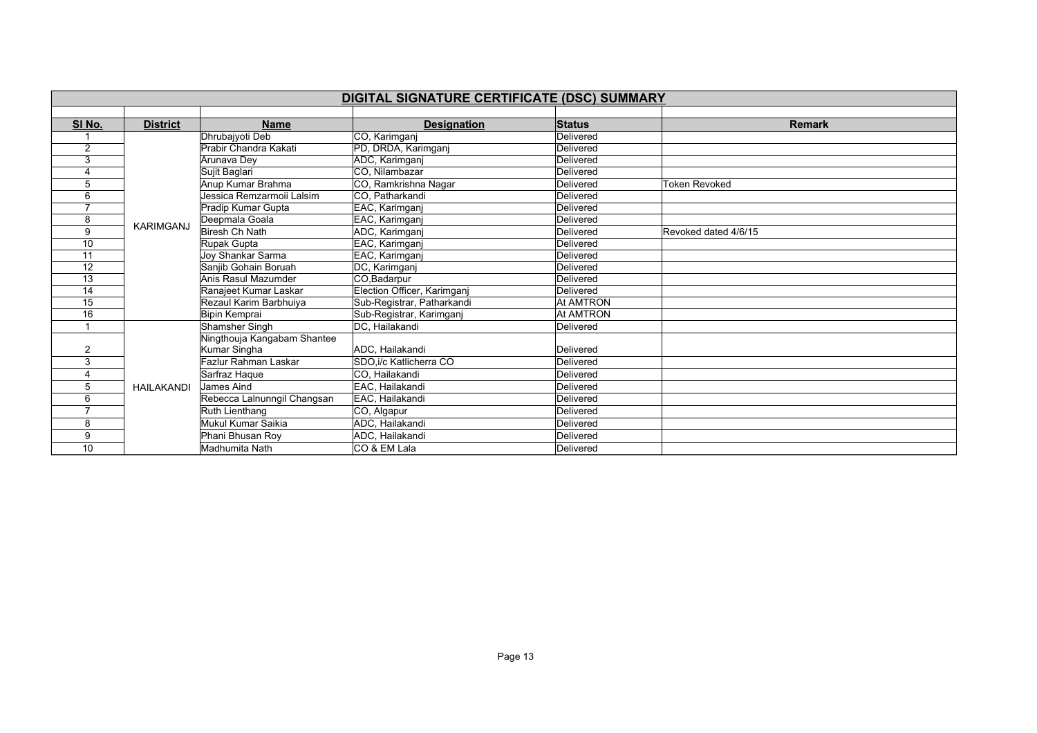## DIGITAL SIGNATURE CERTIFICATE (DSC) SUMMARY

| Sl No. | District | Name | Designation | Status | Remark |
|---|---|---|---|---|---|
| 1 | KARIMGANJ | Dhrubajyoti Deb | CO, Karimganj | Delivered | |
| 2 | | Prabir Chandra Kakati | PD, DRDA, Karimganj | Delivered | |
| 3 | | Arunava Dey | ADC, Karimganj | Delivered | |
| 4 | | Sujit Baglari | CO, Nilambazar | Delivered | |
| 5 | | Anup Kumar Brahma | CO, Ramkrishna Nagar | Delivered | Token Revoked |
| 6 | | Jessica Remzarmoii Lalsim | CO, Patharkandi | Delivered | |
| 7 | | Pradip Kumar Gupta | EAC, Karimganj | Delivered | |
| 8 | | Deepmala Goala | EAC, Karimganj | Delivered | |
| 9 | | Biresh Ch Nath | ADC, Karimganj | Delivered | Revoked dated 4/6/15 |
| 10 | | Rupak Gupta | EAC, Karimganj | Delivered | |
| 11 | | Joy Shankar Sarma | EAC, Karimganj | Delivered | |
| 12 | | Sanjib Gohain Boruah | DC, Karimganj | Delivered | |
| 13 | | Anis Rasul Mazumder | CO,Badarpur | Delivered | |
| 14 | | Ranajeet Kumar Laskar | Election Officer, Karimganj | Delivered | |
| 15 | | Rezaul Karim Barbhuiya | Sub-Registrar, Patharkandi | At AMTRON | |
| 16 | | Bipin Kemprai | Sub-Registrar, Karimganj | At AMTRON | |
| 1 | HAILAKANDI | Shamsher Singh | DC, Hailakandi | Delivered | |
| 2 | | Ningthouja Kangabam Shantee Kumar Singha | ADC, Hailakandi | Delivered | |
| 3 | | Fazlur Rahman Laskar | SDO,i/c Katlicherra CO | Delivered | |
| 4 | | Sarfraz Haque | CO, Hailakandi | Delivered | |
| 5 | | James Aind | EAC, Hailakandi | Delivered | |
| 6 | | Rebecca Lalnunngil Changsan | EAC, Hailakandi | Delivered | |
| 7 | | Ruth Lienthang | CO, Algapur | Delivered | |
| 8 | | Mukul Kumar Saikia | ADC, Hailakandi | Delivered | |
| 9 | | Phani Bhusan Roy | ADC, Hailakandi | Delivered | |
| 10 | | Madhumita Nath | CO & EM Lala | Delivered | |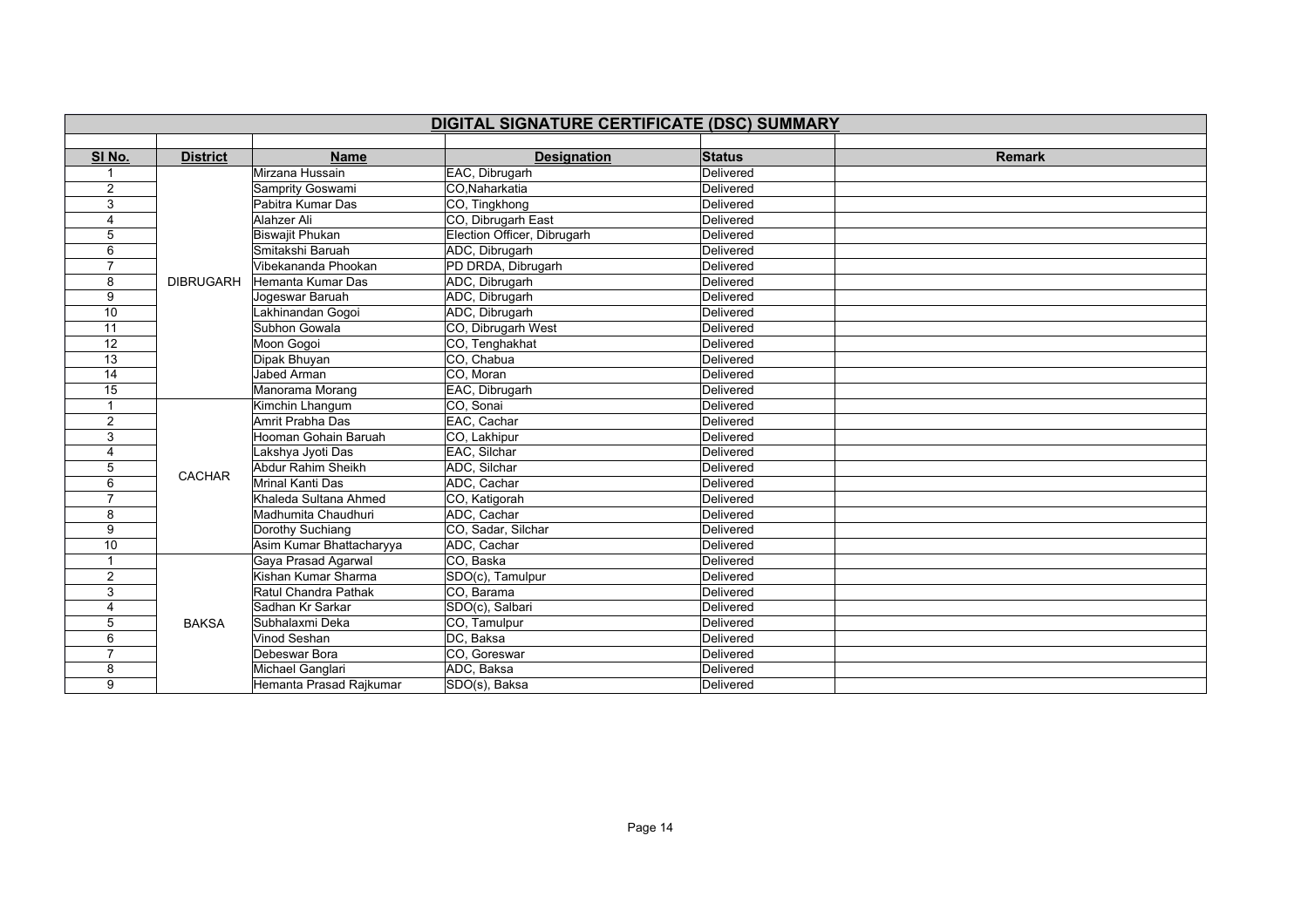# DIGITAL SIGNATURE CERTIFICATE (DSC) SUMMARY

| Sl No. | District | Name | Designation | Status | Remark |
|---|---|---|---|---|---|
| 1 | DIBRUGARH | Mirzana Hussain | EAC, Dibrugarh | Delivered | |
| 2 | | Sampritу Goswami | CO,Naharkatia | Delivered | |
| 3 | | Pabitra Kumar Das | CO, Tingkhong | Delivered | |
| 4 | | Alahzer Ali | CO, Dibrugarh East | Delivered | |
| 5 | | Biswajit Phukan | Election Officer, Dibrugarh | Delivered | |
| 6 | | Smitakshi Baruah | ADC, Dibrugarh | Delivered | |
| 7 | | Vibekananda Phookan | PD DRDA, Dibrugarh | Delivered | |
| 8 | | Hemanta Kumar Das | ADC, Dibrugarh | Delivered | |
| 9 | | Jogeswar Baruah | ADC, Dibrugarh | Delivered | |
| 10 | | Lakhinandan Gogoi | ADC, Dibrugarh | Delivered | |
| 11 | | Subhon Gowala | CO, Dibrugarh West | Delivered | |
| 12 | | Moon Gogoi | CO, Tenghakhat | Delivered | |
| 13 | | Dipak Bhuyan | CO, Chabua | Delivered | |
| 14 | | Jabed Arman | CO, Moran | Delivered | |
| 15 | | Manorama Morang | EAC, Dibrugarh | Delivered | |
| 1 | CACHAR | Kimchin Lhangum | CO, Sonai | Delivered | |
| 2 | | Amrit Prabha Das | EAC, Cachar | Delivered | |
| 3 | | Hooman Gohain Baruah | CO, Lakhipur | Delivered | |
| 4 | | Lakshya Jyoti Das | EAC, Silchar | Delivered | |
| 5 | | Abdur Rahim Sheikh | ADC, Silchar | Delivered | |
| 6 | | Mrinal Kanti Das | ADC, Cachar | Delivered | |
| 7 | | Khaleda Sultana Ahmed | CO, Katigorah | Delivered | |
| 8 | | Madhumita Chaudhuri | ADC, Cachar | Delivered | |
| 9 | | Dorothy Suchiang | CO, Sadar, Silchar | Delivered | |
| 10 | | Asim Kumar Bhattacharyya | ADC, Cachar | Delivered | |
| 1 | BAKSA | Gaya Prasad Agarwal | CO, Baska | Delivered | |
| 2 | | Kishan Kumar Sharma | SDO(c), Tamulpur | Delivered | |
| 3 | | Ratul Chandra Pathak | CO, Barama | Delivered | |
| 4 | | Sadhan Kr Sarkar | SDO(c), Salbari | Delivered | |
| 5 | | Subhalaxmi Deka | CO, Tamulpur | Delivered | |
| 6 | | Vinod Seshan | DC, Baksa | Delivered | |
| 7 | | Debeswar Bora | CO, Goreswar | Delivered | |
| 8 | | Michael Ganglari | ADC, Baksa | Delivered | |
| 9 | | Hemanta Prasad Rajkumar | SDO(s), Baksa | Delivered | |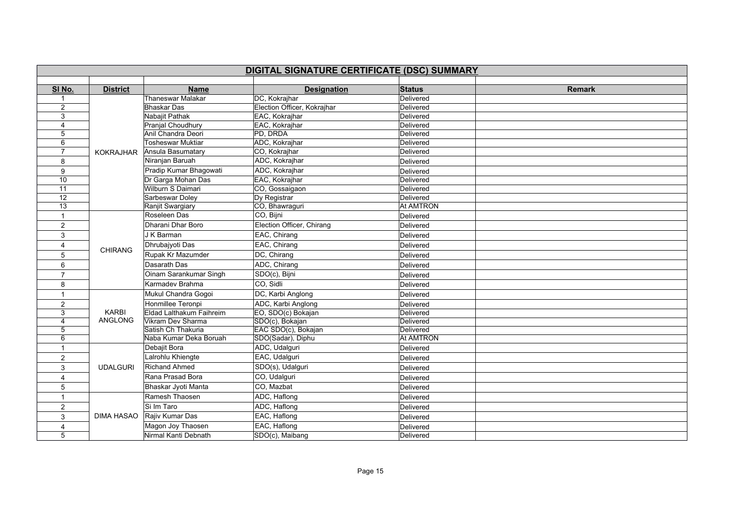## DIGITAL SIGNATURE CERTIFICATE (DSC) SUMMARY

| Sl No. | District | Name | Designation | Status | Remark |
|---|---|---|---|---|---|
| 1 | KOKRAJHAR | Thaneswar Malakar | DC, Kokrajhar | Delivered | |
| 2 | | Bhaskar Das | Election Officer, Kokrajhar | Delivered | |
| 3 | | Nabajit Pathak | EAC, Kokrajhar | Delivered | |
| 4 | | Pranjal Choudhury | EAC, Kokrajhar | Delivered | |
| 5 | | Anil Chandra Deori | PD, DRDA | Delivered | |
| 6 | | Tosheswar Muktiar | ADC, Kokrajhar | Delivered | |
| 7 | | Ansula Basumatary | CO, Kokrajhar | Delivered | |
| 8 | | Niranjan Baruah | ADC, Kokrajhar | Delivered | |
| 9 | | Pradip Kumar Bhagowati | ADC, Kokrajhar | Delivered | |
| 10 | | Dr Garga Mohan Das | EAC, Kokrajhar | Delivered | |
| 11 | | Wilburn S Daimari | CO, Gossaigaon | Delivered | |
| 12 | | Sarbeswar Doley | Dy Registrar | Delivered | |
| 13 | | Ranjit Swargiary | CO, Bhawraguri | At AMTRON | |
| 1 | CHIRANG | Roseleen Das | CO, Bijni | Delivered | |
| 2 | | Dharani Dhar Boro | Election Officer, Chirang | Delivered | |
| 3 | | J K Barman | EAC, Chirang | Delivered | |
| 4 | | Dhrubajyoti Das | EAC, Chirang | Delivered | |
| 5 | | Rupak Kr Mazumder | DC, Chirang | Delivered | |
| 6 | | Dasarath Das | ADC, Chirang | Delivered | |
| 7 | | Oinam Sarankumar Singh | SDO(c), Bijni | Delivered | |
| 8 | | Karmadev Brahma | CO, Sidli | Delivered | |
| 1 | KARBI ANGLONG | Mukul Chandra Gogoi | DC, Karbi Anglong | Delivered | |
| 2 | | Honmillee Teronpi | ADC, Karbi Anglong | Delivered | |
| 3 | | Eldad Lalthakum Faihreim | EO, SDO(c) Bokajan | Delivered | |
| 4 | | Vikram Dev Sharma | SDO(c), Bokajan | Delivered | |
| 5 | | Satish Ch Thakuria | EAC SDO(c), Bokajan | Delivered | |
| 6 | | Naba Kumar Deka Boruah | SDO(Sadar), Diphu | At AMTRON | |
| 1 | UDALGURI | Debajit Bora | ADC, Udalguri | Delivered | |
| 2 | | Lalrohlu Khiengte | EAC, Udalguri | Delivered | |
| 3 | | Richand Ahmed | SDO(s), Udalguri | Delivered | |
| 4 | | Rana Prasad Bora | CO, Udalguri | Delivered | |
| 5 | | Bhaskar Jyoti Manta | CO, Mazbat | Delivered | |
| 1 | DIMA HASAO | Ramesh Thaosen | ADC, Haflong | Delivered | |
| 2 | | Si Im Taro | ADC, Haflong | Delivered | |
| 3 | | Rajiv Kumar Das | EAC, Haflong | Delivered | |
| 4 | | Magon Joy Thaosen | EAC, Haflong | Delivered | |
| 5 | | Nirmal Kanti Debnath | SDO(c), Maibang | Delivered | |